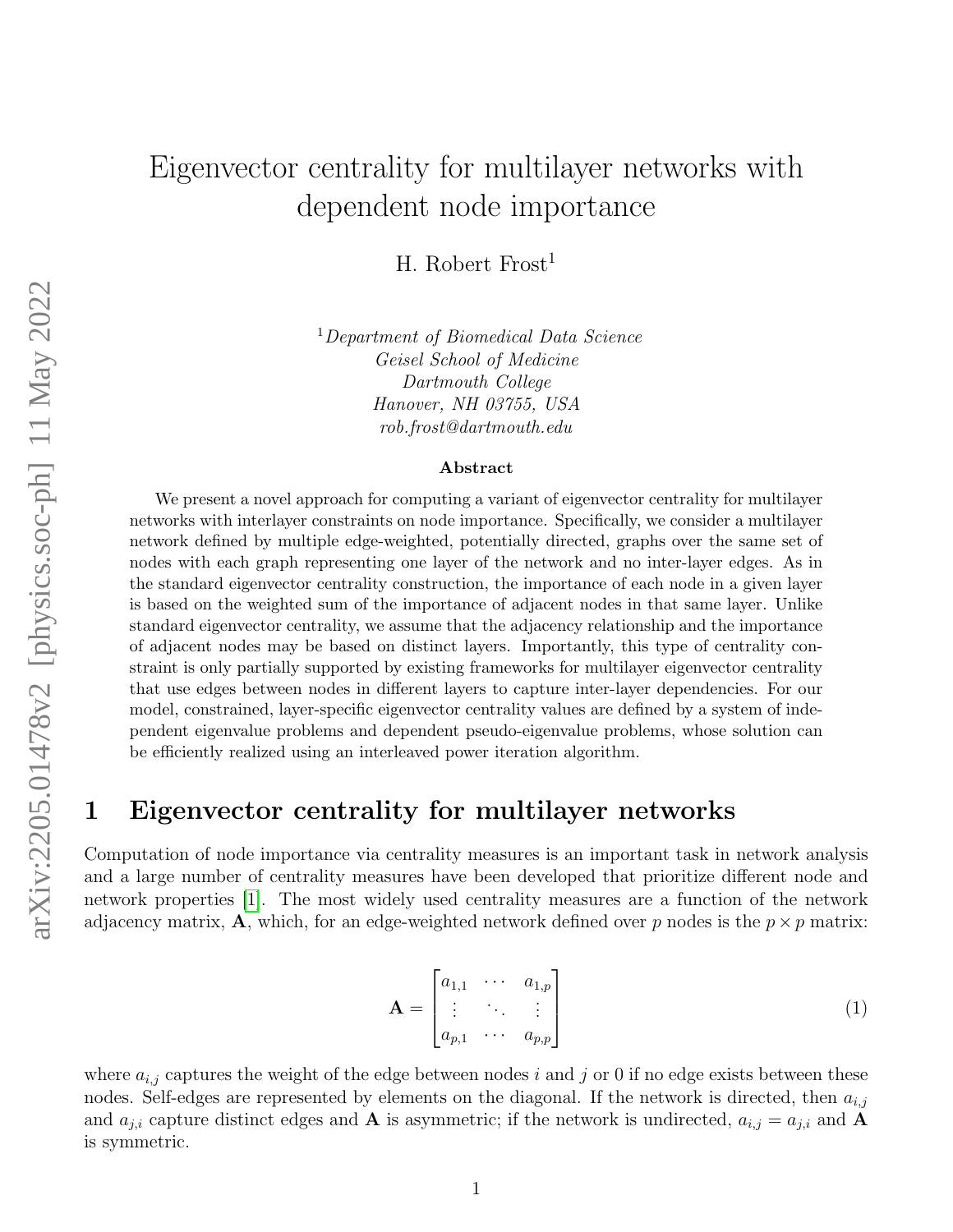# Eigenvector centrality for multilayer networks with dependent node importance

H. Robert Frost[1]

[1]*Department of Biomedical Data Science*
*Geisel School of Medicine*
*Dartmouth College*
*Hanover, NH 03755, USA*
*rob.frost@dartmouth.edu*

**Abstract**

We present a novel approach for computing a variant of eigenvector centrality for multilayer networks with interlayer constraints on node importance. Specifically, we consider a multilayer network defined by multiple edge-weighted, potentially directed, graphs over the same set of nodes with each graph representing one layer of the network and no inter-layer edges. As in the standard eigenvector centrality construction, the importance of each node in a given layer is based on the weighted sum of the importance of adjacent nodes in that same layer. Unlike standard eigenvector centrality, we assume that the adjacency relationship and the importance of adjacent nodes may be based on distinct layers. Importantly, this type of centrality constraint is only partially supported by existing frameworks for multilayer eigenvector centrality that use edges between nodes in different layers to capture inter-layer dependencies. For our model, constrained, layer-specific eigenvector centrality values are defined by a system of independent eigenvalue problems and dependent pseudo-eigenvalue problems, whose solution can be efficiently realized using an interleaved power iteration algorithm.

## 1 Eigenvector centrality for multilayer networks

Computation of node importance via centrality measures is an important task in network analysis and a large number of centrality measures have been developed that prioritize different node and network properties [1]. The most widely used centrality measures are a function of the network adjacency matrix, $\mathbf{A}$, which, for an edge-weighted network defined over $p$ nodes is the $p \times p$ matrix:

$$\mathbf{A} = \begin{bmatrix} a_{1,1} & \cdots & a_{1,p} \\ \vdots & \ddots & \vdots \\ a_{p,1} & \cdots & a_{p,p} \end{bmatrix} \tag{1}$$

where $a_{i,j}$ captures the weight of the edge between nodes $i$ and $j$ or 0 if no edge exists between these nodes. Self-edges are represented by elements on the diagonal. If the network is directed, then $a_{i,j}$ and $a_{j,i}$ capture distinct edges and $\mathbf{A}$ is asymmetric; if the network is undirected, $a_{i,j} = a_{j,i}$ and $\mathbf{A}$ is symmetric.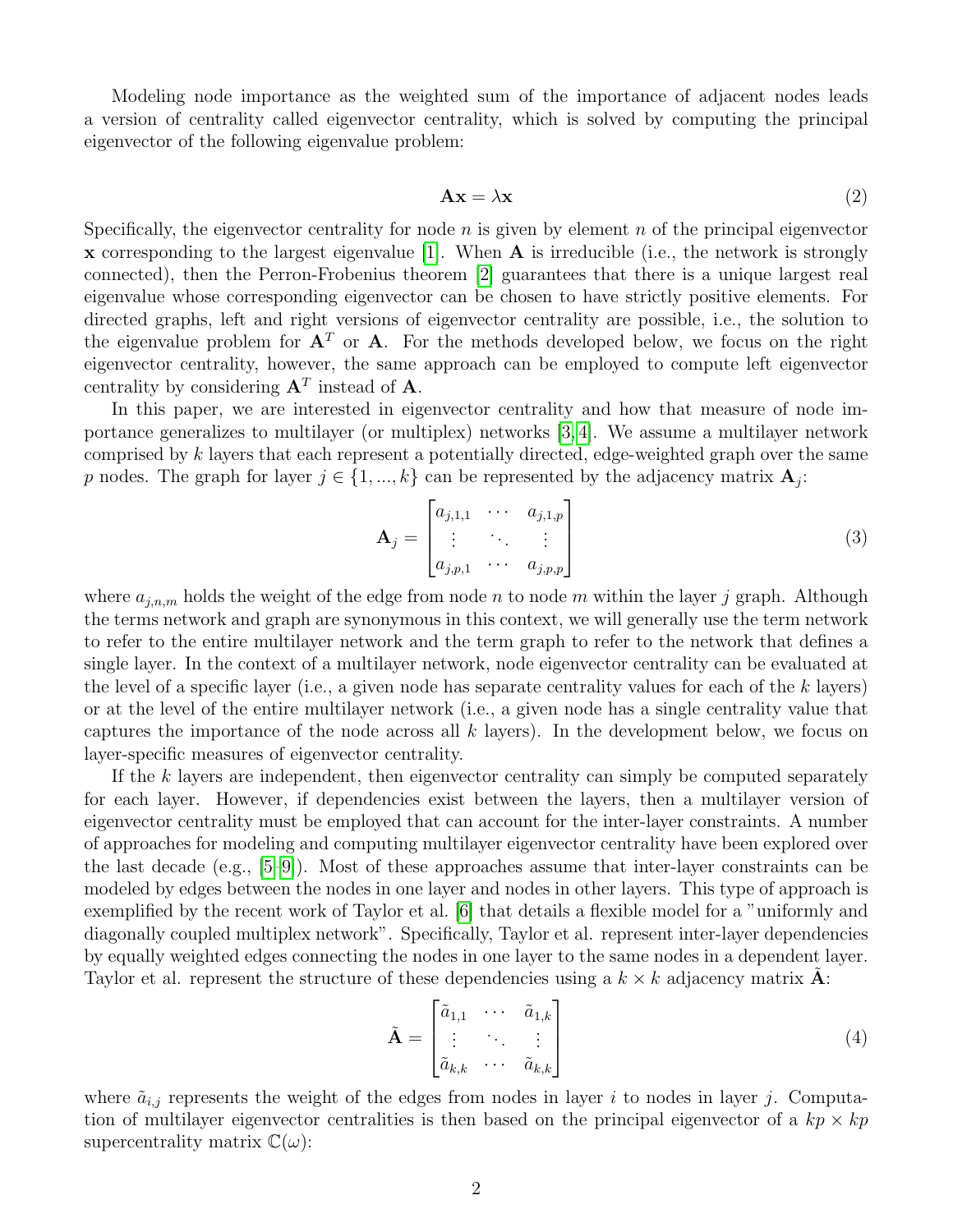Modeling node importance as the weighted sum of the importance of adjacent nodes leads a version of centrality called eigenvector centrality, which is solved by computing the principal eigenvector of the following eigenvalue problem:

$$\mathbf{A}\mathbf{x} = \lambda \mathbf{x} \tag{2}$$

Specifically, the eigenvector centrality for node $n$ is given by element $n$ of the principal eigenvector $\mathbf{x}$ corresponding to the largest eigenvalue [1]. When $\mathbf{A}$ is irreducible (i.e., the network is strongly connected), then the Perron-Frobenius theorem [2] guarantees that there is a unique largest real eigenvalue whose corresponding eigenvector can be chosen to have strictly positive elements. For directed graphs, left and right versions of eigenvector centrality are possible, i.e., the solution to the eigenvalue problem for $\mathbf{A}^T$ or $\mathbf{A}$. For the methods developed below, we focus on the right eigenvector centrality, however, the same approach can be employed to compute left eigenvector centrality by considering $\mathbf{A}^T$ instead of $\mathbf{A}$.

In this paper, we are interested in eigenvector centrality and how that measure of node importance generalizes to multilayer (or multiplex) networks [3,4]. We assume a multilayer network comprised by $k$ layers that each represent a potentially directed, edge-weighted graph over the same $p$ nodes. The graph for layer $j \in \{1, ..., k\}$ can be represented by the adjacency matrix $\mathbf{A}_j$:

$$\mathbf{A}_j = \begin{bmatrix} a_{j,1,1} & \cdots & a_{j,1,p} \\ \vdots & \ddots & \vdots \\ a_{j,p,1} & \cdots & a_{j,p,p} \end{bmatrix} \tag{3}$$

where $a_{j,n,m}$ holds the weight of the edge from node $n$ to node $m$ within the layer $j$ graph. Although the terms network and graph are synonymous in this context, we will generally use the term network to refer to the entire multilayer network and the term graph to refer to the network that defines a single layer. In the context of a multilayer network, node eigenvector centrality can be evaluated at the level of a specific layer (i.e., a given node has separate centrality values for each of the $k$ layers) or at the level of the entire multilayer network (i.e., a given node has a single centrality value that captures the importance of the node across all $k$ layers). In the development below, we focus on layer-specific measures of eigenvector centrality.

If the $k$ layers are independent, then eigenvector centrality can simply be computed separately for each layer. However, if dependencies exist between the layers, then a multilayer version of eigenvector centrality must be employed that can account for the inter-layer constraints. A number of approaches for modeling and computing multilayer eigenvector centrality have been explored over the last decade (e.g., [5–9]). Most of these approaches assume that inter-layer constraints can be modeled by edges between the nodes in one layer and nodes in other layers. This type of approach is exemplified by the recent work of Taylor et al. [6] that details a flexible model for a "uniformly and diagonally coupled multiplex network". Specifically, Taylor et al. represent inter-layer dependencies by equally weighted edges connecting the nodes in one layer to the same nodes in a dependent layer. Taylor et al. represent the structure of these dependencies using a $k \times k$ adjacency matrix $\tilde{\mathbf{A}}$:

$$\tilde{\mathbf{A}} = \begin{bmatrix} \tilde{a}_{1,1} & \cdots & \tilde{a}_{1,k} \\ \vdots & \ddots & \vdots \\ \tilde{a}_{k,k} & \cdots & \tilde{a}_{k,k} \end{bmatrix} \tag{4}$$

where $\tilde{a}_{i,j}$ represents the weight of the edges from nodes in layer $i$ to nodes in layer $j$. Computation of multilayer eigenvector centralities is then based on the principal eigenvector of a $kp \times kp$ supercentrality matrix $\mathbb{C}(\omega)$: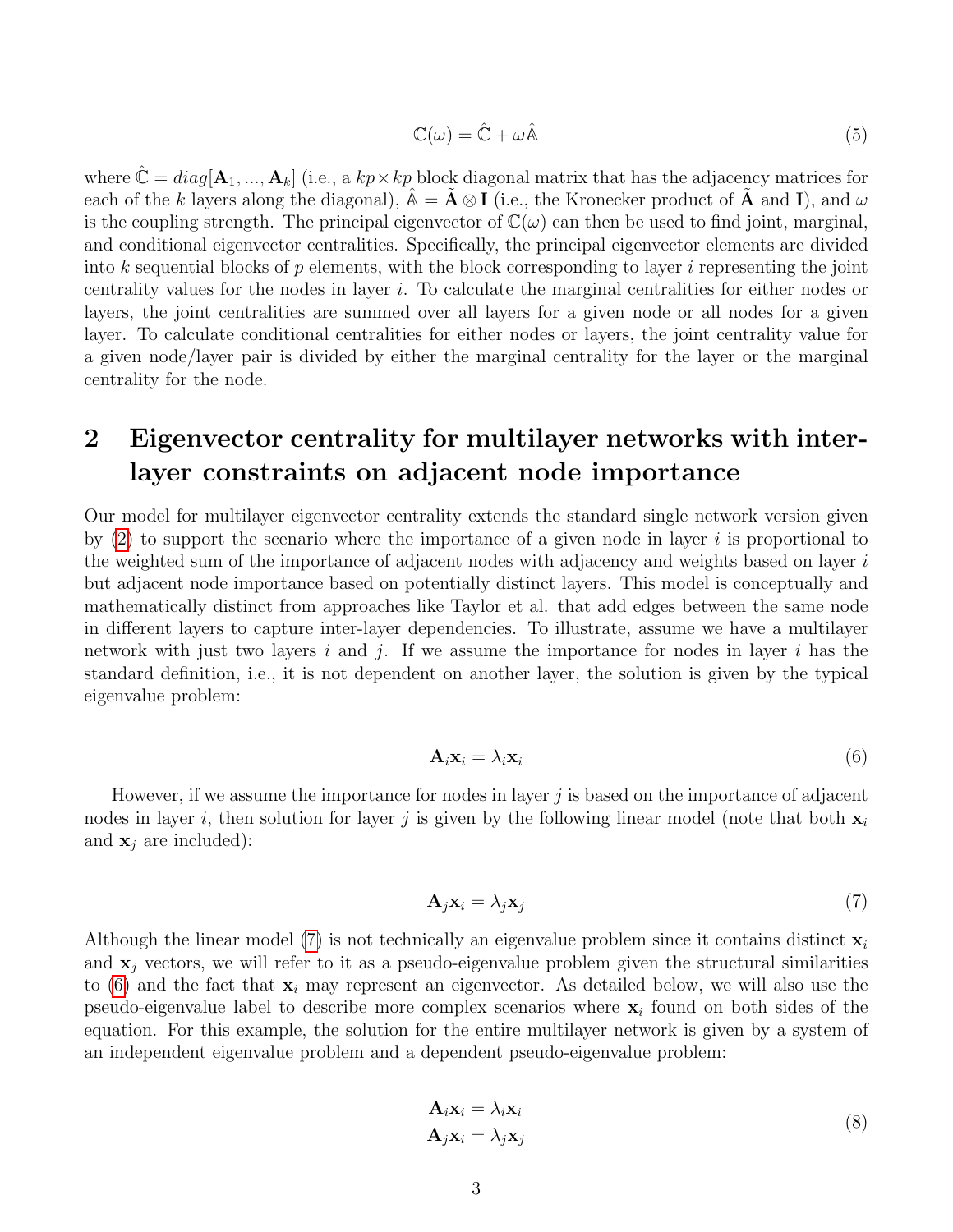$$\mathbb{C}(\omega) = \hat{\mathbb{C}} + \omega \hat{\mathbb{A}} \tag{5}$$

where $\hat{\mathbb{C}} = diag[\mathbf{A}_1, ..., \mathbf{A}_k]$ (i.e., a $kp \times kp$ block diagonal matrix that has the adjacency matrices for each of the $k$ layers along the diagonal), $\hat{\mathbb{A}} = \tilde{\mathbf{A}} \otimes \mathbf{I}$ (i.e., the Kronecker product of $\tilde{\mathbf{A}}$ and $\mathbf{I}$), and $\omega$ is the coupling strength. The principal eigenvector of $\mathbb{C}(\omega)$ can then be used to find joint, marginal, and conditional eigenvector centralities. Specifically, the principal eigenvector elements are divided into $k$ sequential blocks of $p$ elements, with the block corresponding to layer $i$ representing the joint centrality values for the nodes in layer $i$. To calculate the marginal centralities for either nodes or layers, the joint centralities are summed over all layers for a given node or all nodes for a given layer. To calculate conditional centralities for either nodes or layers, the joint centrality value for a given node/layer pair is divided by either the marginal centrality for the layer or the marginal centrality for the node.

# 2 Eigenvector centrality for multilayer networks with inter-layer constraints on adjacent node importance

Our model for multilayer eigenvector centrality extends the standard single network version given by (2) to support the scenario where the importance of a given node in layer $i$ is proportional to the weighted sum of the importance of adjacent nodes with adjacency and weights based on layer $i$ but adjacent node importance based on potentially distinct layers. This model is conceptually and mathematically distinct from approaches like Taylor et al. that add edges between the same node in different layers to capture inter-layer dependencies. To illustrate, assume we have a multilayer network with just two layers $i$ and $j$. If we assume the importance for nodes in layer $i$ has the standard definition, i.e., it is not dependent on another layer, the solution is given by the typical eigenvalue problem:

$$\mathbf{A}_i \mathbf{x}_i = \lambda_i \mathbf{x}_i \tag{6}$$

However, if we assume the importance for nodes in layer $j$ is based on the importance of adjacent nodes in layer $i$, then solution for layer $j$ is given by the following linear model (note that both $\mathbf{x}_i$ and $\mathbf{x}_j$ are included):

$$\mathbf{A}_j \mathbf{x}_i = \lambda_j \mathbf{x}_j \tag{7}$$

Although the linear model (7) is not technically an eigenvalue problem since it contains distinct $\mathbf{x}_i$ and $\mathbf{x}_j$ vectors, we will refer to it as a pseudo-eigenvalue problem given the structural similarities to (6) and the fact that $\mathbf{x}_i$ may represent an eigenvector. As detailed below, we will also use the pseudo-eigenvalue label to describe more complex scenarios where $\mathbf{x}_i$ found on both sides of the equation. For this example, the solution for the entire multilayer network is given by a system of an independent eigenvalue problem and a dependent pseudo-eigenvalue problem:

$$\begin{aligned} \mathbf{A}_i \mathbf{x}_i &= \lambda_i \mathbf{x}_i \\ \mathbf{A}_j \mathbf{x}_i &= \lambda_j \mathbf{x}_j \end{aligned} \tag{8}$$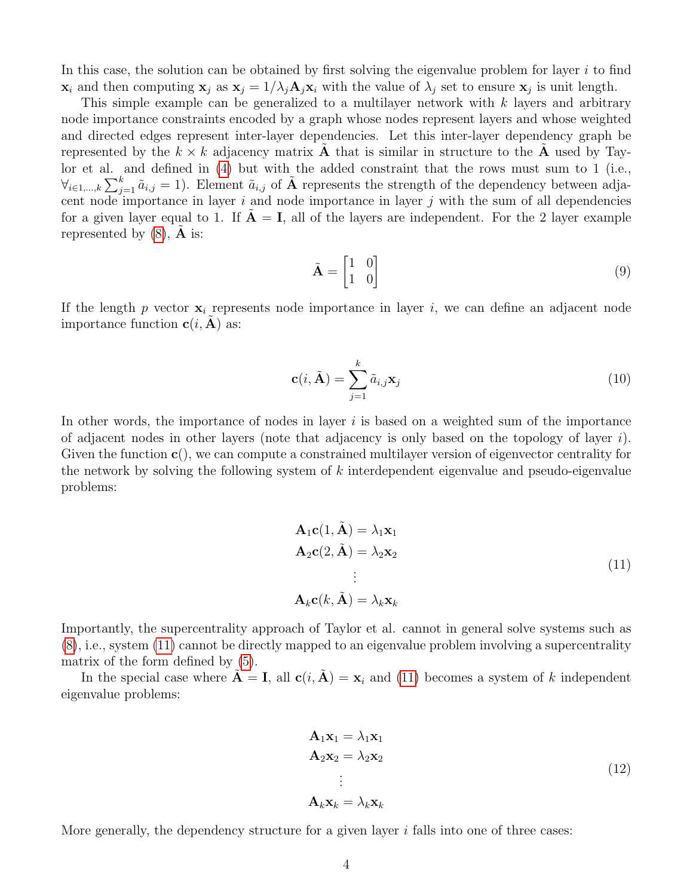In this case, the solution can be obtained by first solving the eigenvalue problem for layer $i$ to find $\mathbf{x}_i$ and then computing $\mathbf{x}_j$ as $\mathbf{x}_j = 1/\lambda_j \mathbf{A}_j \mathbf{x}_i$ with the value of $\lambda_j$ set to ensure $\mathbf{x}_j$ is unit length.

This simple example can be generalized to a multilayer network with $k$ layers and arbitrary node importance constraints encoded by a graph whose nodes represent layers and whose weighted and directed edges represent inter-layer dependencies. Let this inter-layer dependency graph be represented by the $k \times k$ adjacency matrix $\tilde{\mathbf{A}}$ that is similar in structure to the $\tilde{\mathbf{A}}$ used by Taylor et al. and defined in (4) but with the added constraint that the rows must sum to 1 (i.e., $\forall_{i \in 1,\dots,k} \sum_{j=1}^{k} \tilde{a}_{i,j} = 1$). Element $\tilde{a}_{i,j}$ of $\tilde{\mathbf{A}}$ represents the strength of the dependency between adjacent node importance in layer $i$ and node importance in layer $j$ with the sum of all dependencies for a given layer equal to 1. If $\tilde{\mathbf{A}} = \mathbf{I}$, all of the layers are independent. For the 2 layer example represented by (8), $\tilde{\mathbf{A}}$ is:

$$\tilde{\mathbf{A}} = \begin{bmatrix} 1 & 0 \\ 1 & 0 \end{bmatrix} \tag{9}$$

If the length $p$ vector $\mathbf{x}_i$ represents node importance in layer $i$, we can define an adjacent node importance function $\mathbf{c}(i, \tilde{\mathbf{A}})$ as:

$$\mathbf{c}(i, \tilde{\mathbf{A}}) = \sum_{j=1}^{k} \tilde{a}_{i,j} \mathbf{x}_j \tag{10}$$

In other words, the importance of nodes in layer $i$ is based on a weighted sum of the importance of adjacent nodes in other layers (note that adjacency is only based on the topology of layer $i$). Given the function $\mathbf{c}()$, we can compute a constrained multilayer version of eigenvector centrality for the network by solving the following system of $k$ interdependent eigenvalue and pseudo-eigenvalue problems:

$$\begin{gathered} \mathbf{A}_1 \mathbf{c}(1, \tilde{\mathbf{A}}) = \lambda_1 \mathbf{x}_1 \\ \mathbf{A}_2 \mathbf{c}(2, \tilde{\mathbf{A}}) = \lambda_2 \mathbf{x}_2 \\ \vdots \\ \mathbf{A}_k \mathbf{c}(k, \tilde{\mathbf{A}}) = \lambda_k \mathbf{x}_k \end{gathered} \tag{11}$$

Importantly, the supercentrality approach of Taylor et al. cannot in general solve systems such as (8), i.e., system (11) cannot be directly mapped to an eigenvalue problem involving a supercentrality matrix of the form defined by (5).

In the special case where $\tilde{\mathbf{A}} = \mathbf{I}$, all $\mathbf{c}(i, \tilde{\mathbf{A}}) = \mathbf{x}_i$ and (11) becomes a system of $k$ independent eigenvalue problems:

$$\begin{gathered} \mathbf{A}_1 \mathbf{x}_1 = \lambda_1 \mathbf{x}_1 \\ \mathbf{A}_2 \mathbf{x}_2 = \lambda_2 \mathbf{x}_2 \\ \vdots \\ \mathbf{A}_k \mathbf{x}_k = \lambda_k \mathbf{x}_k \end{gathered} \tag{12}$$

More generally, the dependency structure for a given layer $i$ falls into one of three cases: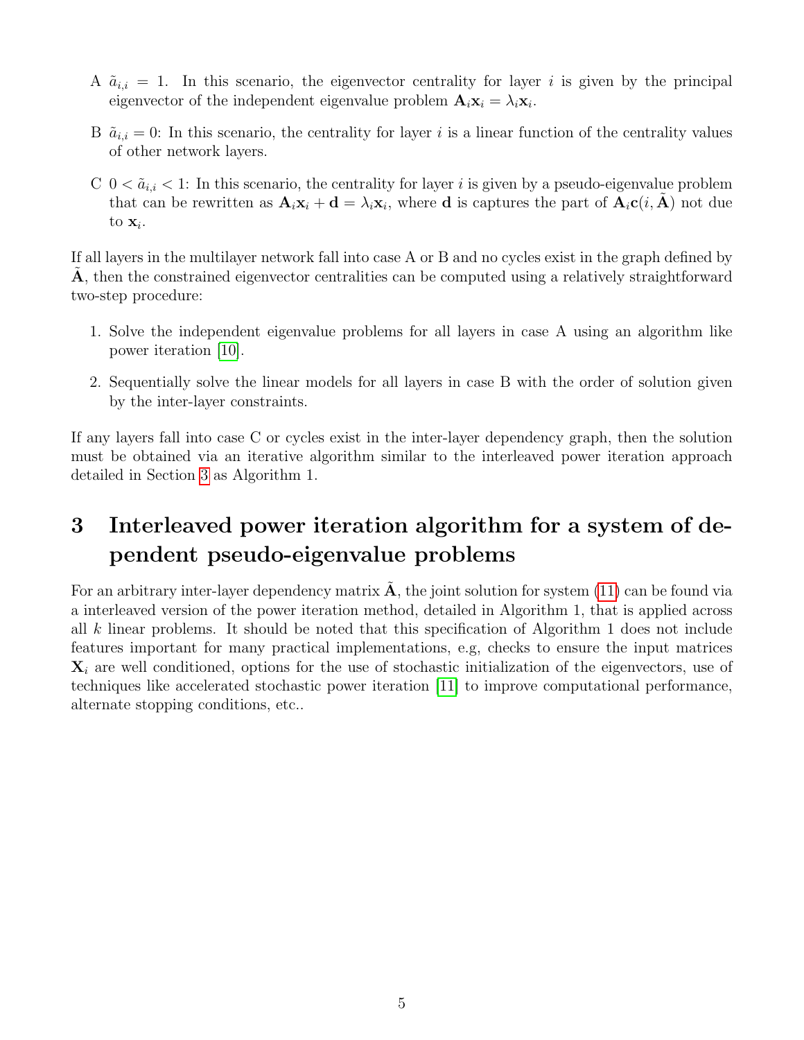A $\tilde{a}_{i,i} = 1$. In this scenario, the eigenvector centrality for layer $i$ is given by the principal eigenvector of the independent eigenvalue problem $\mathbf{A}_i \mathbf{x}_i = \lambda_i \mathbf{x}_i$.

B $\tilde{a}_{i,i} = 0$: In this scenario, the centrality for layer $i$ is a linear function of the centrality values of other network layers.

C $0 < \tilde{a}_{i,i} < 1$: In this scenario, the centrality for layer $i$ is given by a pseudo-eigenvalue problem that can be rewritten as $\mathbf{A}_i \mathbf{x}_i + \mathbf{d} = \lambda_i \mathbf{x}_i$, where $\mathbf{d}$ is captures the part of $\mathbf{A}_i \mathbf{c}(i, \tilde{\mathbf{A}})$ not due to $\mathbf{x}_i$.

If all layers in the multilayer network fall into case A or B and no cycles exist in the graph defined by $\tilde{\mathbf{A}}$, then the constrained eigenvector centralities can be computed using a relatively straightforward two-step procedure:

1. Solve the independent eigenvalue problems for all layers in case A using an algorithm like power iteration [10].
2. Sequentially solve the linear models for all layers in case B with the order of solution given by the inter-layer constraints.

If any layers fall into case C or cycles exist in the inter-layer dependency graph, then the solution must be obtained via an iterative algorithm similar to the interleaved power iteration approach detailed in Section 3 as Algorithm 1.

# 3 Interleaved power iteration algorithm for a system of dependent pseudo-eigenvalue problems

For an arbitrary inter-layer dependency matrix $\tilde{\mathbf{A}}$, the joint solution for system (11) can be found via a interleaved version of the power iteration method, detailed in Algorithm 1, that is applied across all $k$ linear problems. It should be noted that this specification of Algorithm 1 does not include features important for many practical implementations, e.g, checks to ensure the input matrices $\mathbf{X}_i$ are well conditioned, options for the use of stochastic initialization of the eigenvectors, use of techniques like accelerated stochastic power iteration [11] to improve computational performance, alternate stopping conditions, etc..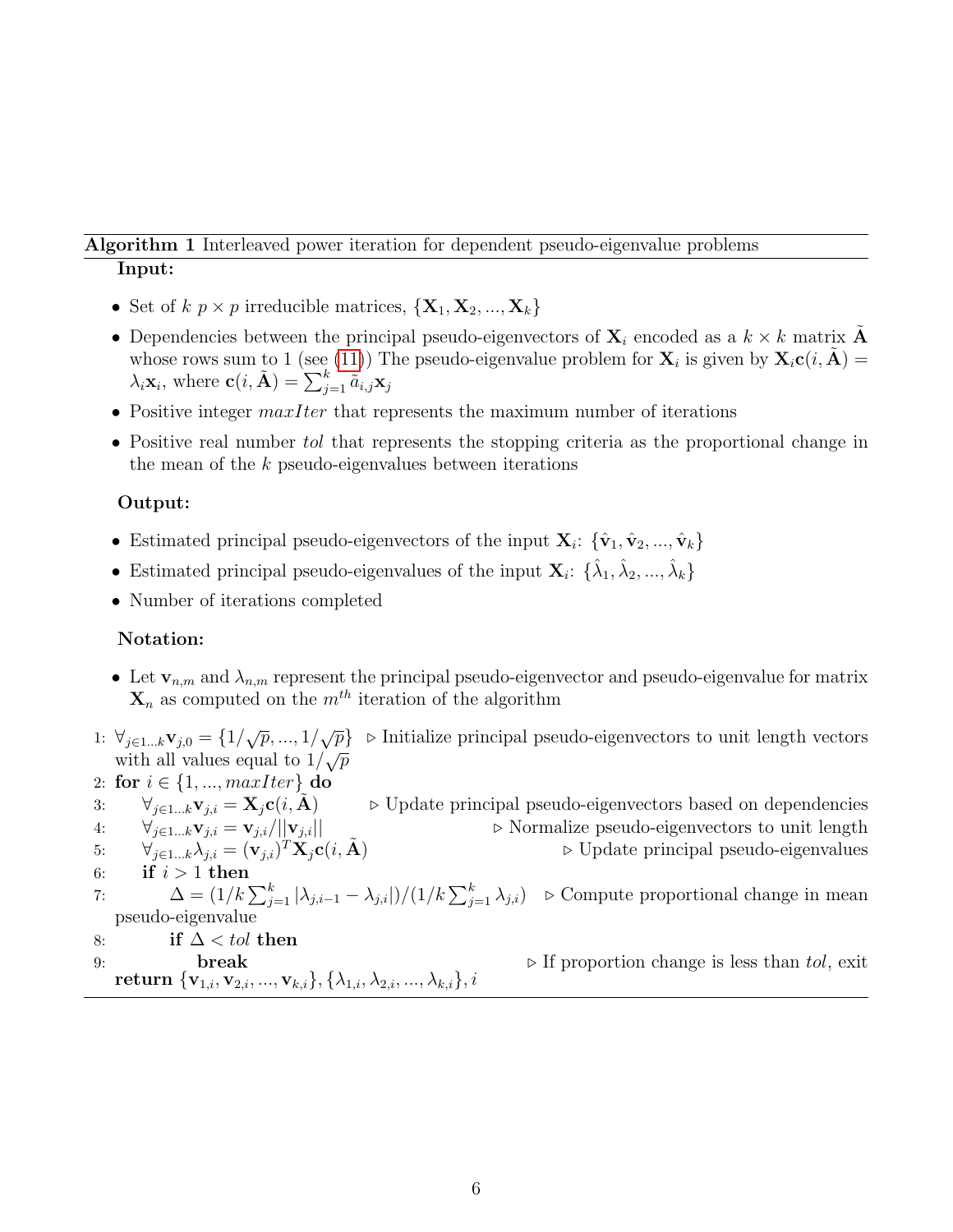**Algorithm 1** Interleaved power iteration for dependent pseudo-eigenvalue problems

**Input:**

- Set of $k$ $p \times p$ irreducible matrices, $\{\mathbf{X}_1, \mathbf{X}_2, ..., \mathbf{X}_k\}$
- Dependencies between the principal pseudo-eigenvectors of $\mathbf{X}_i$ encoded as a $k \times k$ matrix $\tilde{\mathbf{A}}$ whose rows sum to 1 (see (11)) The pseudo-eigenvalue problem for $\mathbf{X}_i$ is given by $\mathbf{X}_i \mathbf{c}(i, \tilde{\mathbf{A}}) = \lambda_i \mathbf{x}_i$, where $\mathbf{c}(i, \tilde{\mathbf{A}}) = \sum_{j=1}^{k} \tilde{a}_{i,j} \mathbf{x}_j$
- Positive integer *maxIter* that represents the maximum number of iterations
- Positive real number *tol* that represents the stopping criteria as the proportional change in the mean of the $k$ pseudo-eigenvalues between iterations

**Output:**

- Estimated principal pseudo-eigenvectors of the input $\mathbf{X}_i$: $\{\hat{\mathbf{v}}_1, \hat{\mathbf{v}}_2, ..., \hat{\mathbf{v}}_k\}$
- Estimated principal pseudo-eigenvalues of the input $\mathbf{X}_i$: $\{\hat{\lambda}_1, \hat{\lambda}_2, ..., \hat{\lambda}_k\}$
- Number of iterations completed

**Notation:**

- Let $\mathbf{v}_{n,m}$ and $\lambda_{n,m}$ represent the principal pseudo-eigenvector and pseudo-eigenvalue for matrix $\mathbf{X}_n$ as computed on the $m^{th}$ iteration of the algorithm

1: $\forall_{j \in 1...k} \mathbf{v}_{j,0} = \{1/\sqrt{p}, ..., 1/\sqrt{p}\}$ ▷ Initialize principal pseudo-eigenvectors to unit length vectors with all values equal to $1/\sqrt{p}$
2: **for** $i \in \{1, ..., maxIter\}$ **do**
3: $\quad \forall_{j \in 1...k} \mathbf{v}_{j,i} = \mathbf{X}_j \mathbf{c}(i, \tilde{\mathbf{A}})$ ▷ Update principal pseudo-eigenvectors based on dependencies
4: $\quad \forall_{j \in 1...k} \mathbf{v}_{j,i} = \mathbf{v}_{j,i} / ||\mathbf{v}_{j,i}||$ ▷ Normalize pseudo-eigenvectors to unit length
5: $\quad \forall_{j \in 1...k} \lambda_{j,i} = (\mathbf{v}_{j,i})^T \mathbf{X}_j \mathbf{c}(i, \tilde{\mathbf{A}})$ ▷ Update principal pseudo-eigenvalues
6: $\quad$ **if** $i > 1$ **then**
7: $\quad\quad \Delta = (1/k \sum_{j=1}^{k} |\lambda_{j,i-1} - \lambda_{j,i}|) / (1/k \sum_{j=1}^{k} \lambda_{j,i})$ ▷ Compute proportional change in mean pseudo-eigenvalue
8: $\quad\quad$ **if** $\Delta < tol$ **then**
9: $\quad\quad\quad$ **break** ▷ If proportion change is less than *tol*, exit

**return** $\{\mathbf{v}_{1,i}, \mathbf{v}_{2,i}, ..., \mathbf{v}_{k,i}\}, \{\lambda_{1,i}, \lambda_{2,i}, ..., \lambda_{k,i}\}, i$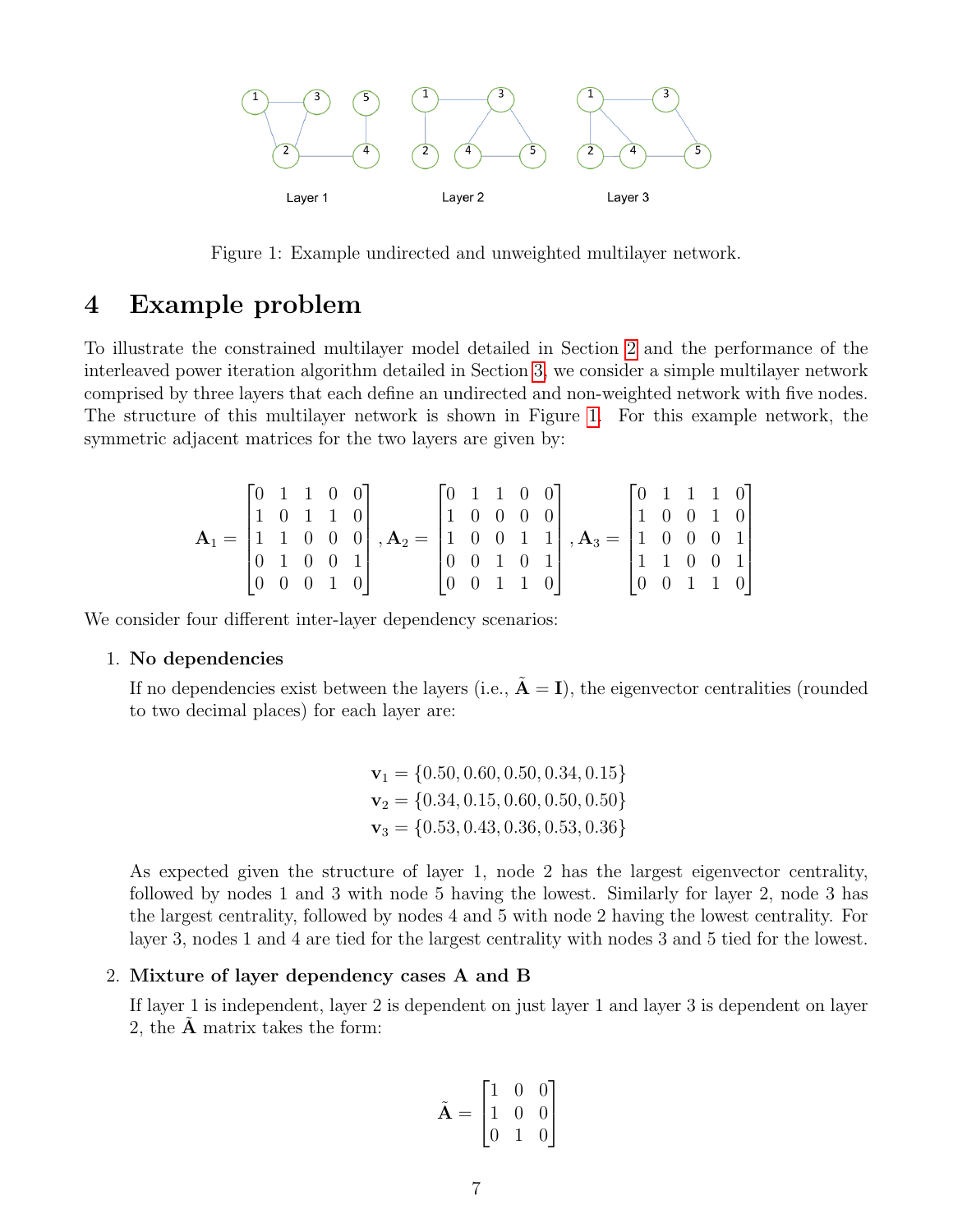Figure 1: Example undirected and unweighted multilayer network.

# 4 Example problem

To illustrate the constrained multilayer model detailed in Section 2 and the performance of the interleaved power iteration algorithm detailed in Section 3, we consider a simple multilayer network comprised by three layers that each define an undirected and non-weighted network with five nodes. The structure of this multilayer network is shown in Figure 1. For this example network, the symmetric adjacent matrices for the two layers are given by:

$$
\mathbf{A}_1 = \begin{bmatrix} 0 & 1 & 1 & 0 & 0 \\ 1 & 0 & 1 & 1 & 0 \\ 1 & 1 & 0 & 0 & 0 \\ 0 & 1 & 0 & 0 & 1 \\ 0 & 0 & 0 & 1 & 0 \end{bmatrix}, \mathbf{A}_2 = \begin{bmatrix} 0 & 1 & 1 & 0 & 0 \\ 1 & 0 & 0 & 0 & 0 \\ 1 & 0 & 0 & 1 & 1 \\ 0 & 0 & 1 & 0 & 1 \\ 0 & 0 & 1 & 1 & 0 \end{bmatrix}, \mathbf{A}_3 = \begin{bmatrix} 0 & 1 & 1 & 1 & 0 \\ 1 & 0 & 0 & 1 & 0 \\ 1 & 0 & 0 & 0 & 1 \\ 1 & 1 & 0 & 0 & 1 \\ 0 & 0 & 1 & 1 & 0 \end{bmatrix}
$$

We consider four different inter-layer dependency scenarios:

1. **No dependencies**

   If no dependencies exist between the layers (i.e., $\tilde{\mathbf{A}} = \mathbf{I}$), the eigenvector centralities (rounded to two decimal places) for each layer are:

$$
\begin{aligned}
\mathbf{v}_1 &= \{0.50, 0.60, 0.50, 0.34, 0.15\} \\
\mathbf{v}_2 &= \{0.34, 0.15, 0.60, 0.50, 0.50\} \\
\mathbf{v}_3 &= \{0.53, 0.43, 0.36, 0.53, 0.36\}
\end{aligned}
$$

   As expected given the structure of layer 1, node 2 has the largest eigenvector centrality, followed by nodes 1 and 3 with node 5 having the lowest. Similarly for layer 2, node 3 has the largest centrality, followed by nodes 4 and 5 with node 2 having the lowest centrality. For layer 3, nodes 1 and 4 are tied for the largest centrality with nodes 3 and 5 tied for the lowest.

2. **Mixture of layer dependency cases A and B**

   If layer 1 is independent, layer 2 is dependent on just layer 1 and layer 3 is dependent on layer 2, the $\tilde{\mathbf{A}}$ matrix takes the form:

$$
\tilde{\mathbf{A}} = \begin{bmatrix} 1 & 0 & 0 \\ 1 & 0 & 0 \\ 0 & 1 & 0 \end{bmatrix}
$$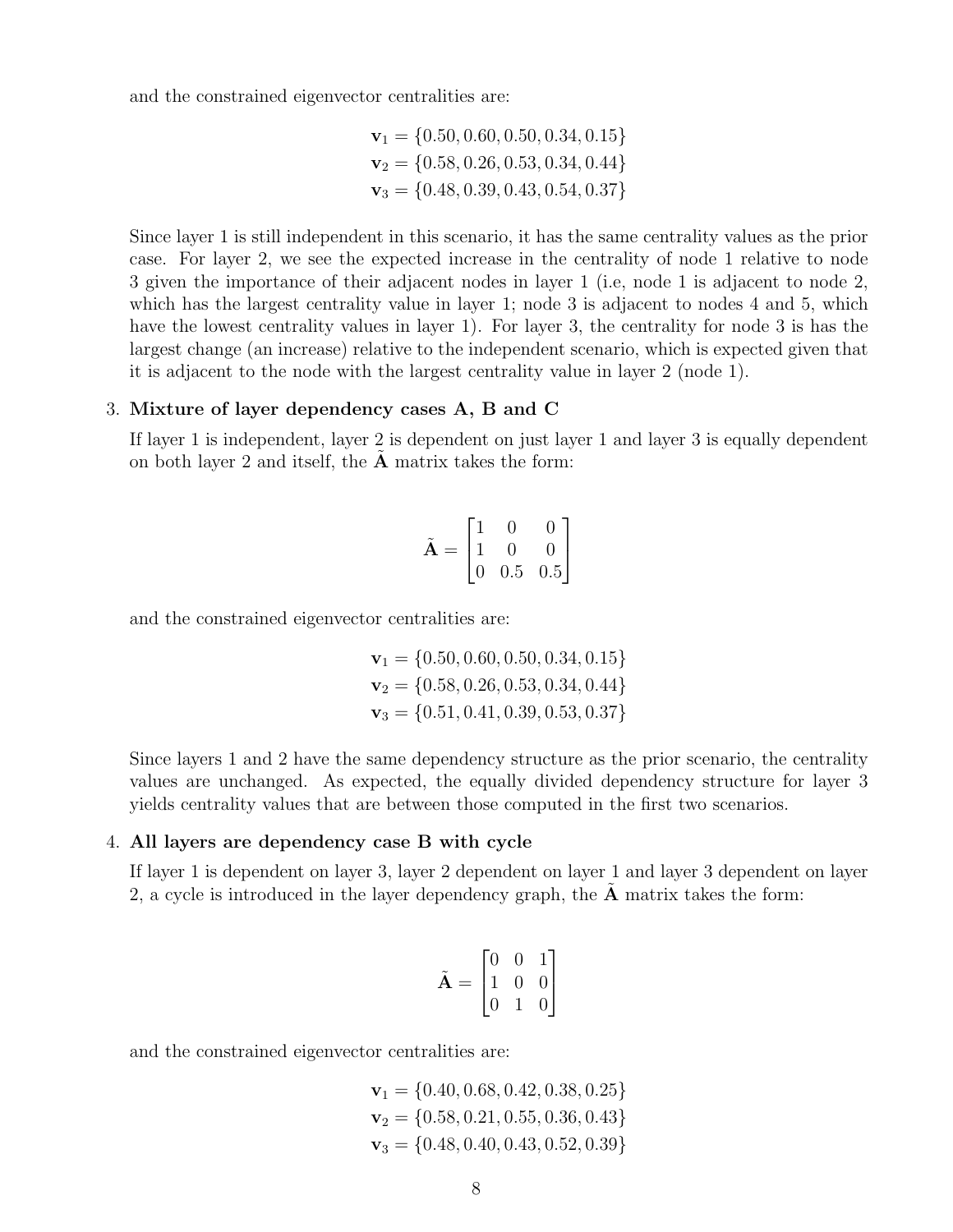and the constrained eigenvector centralities are:

$$\mathbf{v}_1 = \{0.50, 0.60, 0.50, 0.34, 0.15\}$$
$$\mathbf{v}_2 = \{0.58, 0.26, 0.53, 0.34, 0.44\}$$
$$\mathbf{v}_3 = \{0.48, 0.39, 0.43, 0.54, 0.37\}$$

Since layer 1 is still independent in this scenario, it has the same centrality values as the prior case. For layer 2, we see the expected increase in the centrality of node 1 relative to node 3 given the importance of their adjacent nodes in layer 1 (i.e, node 1 is adjacent to node 2, which has the largest centrality value in layer 1; node 3 is adjacent to nodes 4 and 5, which have the lowest centrality values in layer 1). For layer 3, the centrality for node 3 is has the largest change (an increase) relative to the independent scenario, which is expected given that it is adjacent to the node with the largest centrality value in layer 2 (node 1).

3. **Mixture of layer dependency cases A, B and C**

   If layer 1 is independent, layer 2 is dependent on just layer 1 and layer 3 is equally dependent on both layer 2 and itself, the $\tilde{\mathbf{A}}$ matrix takes the form:

$$\tilde{\mathbf{A}} = \begin{bmatrix} 1 & 0 & 0 \\ 1 & 0 & 0 \\ 0 & 0.5 & 0.5 \end{bmatrix}$$

   and the constrained eigenvector centralities are:

$$\mathbf{v}_1 = \{0.50, 0.60, 0.50, 0.34, 0.15\}$$
$$\mathbf{v}_2 = \{0.58, 0.26, 0.53, 0.34, 0.44\}$$
$$\mathbf{v}_3 = \{0.51, 0.41, 0.39, 0.53, 0.37\}$$

   Since layers 1 and 2 have the same dependency structure as the prior scenario, the centrality values are unchanged. As expected, the equally divided dependency structure for layer 3 yields centrality values that are between those computed in the first two scenarios.

4. **All layers are dependency case B with cycle**

   If layer 1 is dependent on layer 3, layer 2 dependent on layer 1 and layer 3 dependent on layer 2, a cycle is introduced in the layer dependency graph, the $\tilde{\mathbf{A}}$ matrix takes the form:

$$\tilde{\mathbf{A}} = \begin{bmatrix} 0 & 0 & 1 \\ 1 & 0 & 0 \\ 0 & 1 & 0 \end{bmatrix}$$

   and the constrained eigenvector centralities are:

$$\mathbf{v}_1 = \{0.40, 0.68, 0.42, 0.38, 0.25\}$$
$$\mathbf{v}_2 = \{0.58, 0.21, 0.55, 0.36, 0.43\}$$
$$\mathbf{v}_3 = \{0.48, 0.40, 0.43, 0.52, 0.39\}$$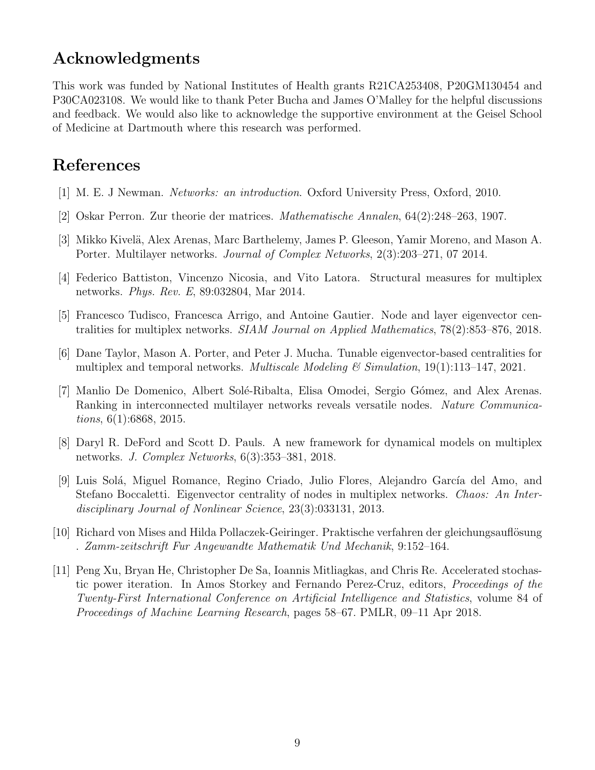## Acknowledgments

This work was funded by National Institutes of Health grants R21CA253408, P20GM130454 and P30CA023108. We would like to thank Peter Bucha and James O'Malley for the helpful discussions and feedback. We would also like to acknowledge the supportive environment at the Geisel School of Medicine at Dartmouth where this research was performed.

## References

[1] M. E. J Newman. *Networks: an introduction*. Oxford University Press, Oxford, 2010.

[2] Oskar Perron. Zur theorie der matrices. *Mathematische Annalen*, 64(2):248–263, 1907.

[3] Mikko Kivelä, Alex Arenas, Marc Barthelemy, James P. Gleeson, Yamir Moreno, and Mason A. Porter. Multilayer networks. *Journal of Complex Networks*, 2(3):203–271, 07 2014.

[4] Federico Battiston, Vincenzo Nicosia, and Vito Latora. Structural measures for multiplex networks. *Phys. Rev. E*, 89:032804, Mar 2014.

[5] Francesco Tudisco, Francesca Arrigo, and Antoine Gautier. Node and layer eigenvector centralities for multiplex networks. *SIAM Journal on Applied Mathematics*, 78(2):853–876, 2018.

[6] Dane Taylor, Mason A. Porter, and Peter J. Mucha. Tunable eigenvector-based centralities for multiplex and temporal networks. *Multiscale Modeling & Simulation*, 19(1):113–147, 2021.

[7] Manlio De Domenico, Albert Solé-Ribalta, Elisa Omodei, Sergio Gómez, and Alex Arenas. Ranking in interconnected multilayer networks reveals versatile nodes. *Nature Communications*, 6(1):6868, 2015.

[8] Daryl R. DeFord and Scott D. Pauls. A new framework for dynamical models on multiplex networks. *J. Complex Networks*, 6(3):353–381, 2018.

[9] Luis Solá, Miguel Romance, Regino Criado, Julio Flores, Alejandro García del Amo, and Stefano Boccaletti. Eigenvector centrality of nodes in multiplex networks. *Chaos: An Interdisciplinary Journal of Nonlinear Science*, 23(3):033131, 2013.

[10] Richard von Mises and Hilda Pollaczek-Geiringer. Praktische verfahren der gleichungsauflösung . *Zamm-zeitschrift Fur Angewandte Mathematik Und Mechanik*, 9:152–164.

[11] Peng Xu, Bryan He, Christopher De Sa, Ioannis Mitliagkas, and Chris Re. Accelerated stochastic power iteration. In Amos Storkey and Fernando Perez-Cruz, editors, *Proceedings of the Twenty-First International Conference on Artificial Intelligence and Statistics*, volume 84 of *Proceedings of Machine Learning Research*, pages 58–67. PMLR, 09–11 Apr 2018.